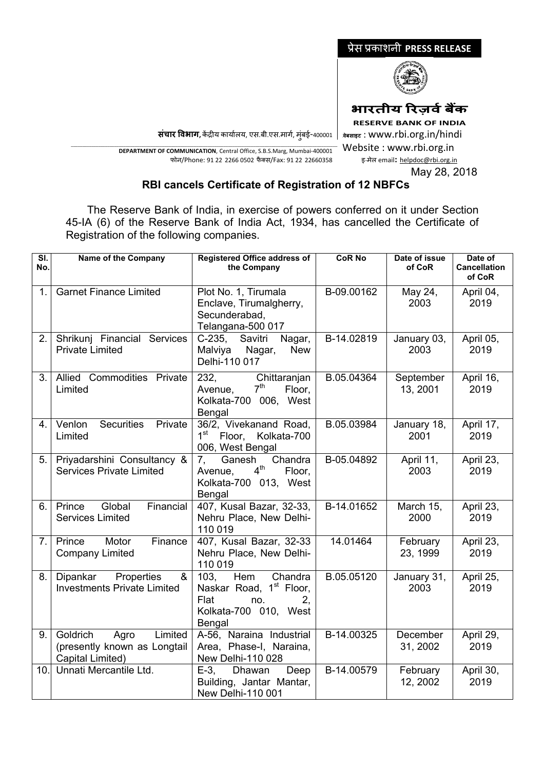प्रेस प्रकाशनी **PRESS RELEASE**

**भारतीय रिज़र्व बैंक**

**RESERVE BANK OF INDIA**

**संचार विभाग**, केंद्रीय कार्यालय, एस.बी.एस.मार्ग, मुंबई-400001

वेबसाइट : www.rbi.org.in/hindi

**DEPARTMENT OF COMMUNICATION**, Central Office, S.B.S.Marg, Mumbai-400001

Website : www.rbi.org.in

फोन/Phone: 91 22 2266 0502 फैक्स/Fax: 91 22 22660358

इ-मेल email: helpdoc@rbi.org.in

May 28, 2018

**RBI cancels Certificate of Registration of 12 NBFCs**

The Reserve Bank of India, in exercise of powers conferred on it under Section 45-IA (6) of the Reserve Bank of India Act, 1934, has cancelled the Certificate of Registration of the following companies.

| Sl. No. | Name of the Company | Registered Office address of the Company | CoR No | Date of issue of CoR | Date of Cancellation of CoR |
|---|---|---|---|---|---|
| 1. | Garnet Finance Limited | Plot No. 1, Tirumala Enclave, Tirumalgherry, Secunderabad, Telangana-500 017 | B-09.00162 | May 24, 2003 | April 04, 2019 |
| 2. | Shrikunj Financial Services Private Limited | C-235, Savitri Nagar, Malviya Nagar, New Delhi-110 017 | B-14.02819 | January 03, 2003 | April 05, 2019 |
| 3. | Allied Commodities Private Limited | 232, Chittaranjan Avenue, 7th Floor, Kolkata-700 006, West Bengal | B.05.04364 | September 13, 2001 | April 16, 2019 |
| 4. | Venlon Securities Private Limited | 36/2, Vivekanand Road, 1st Floor, Kolkata-700 006, West Bengal | B.05.03984 | January 18, 2001 | April 17, 2019 |
| 5. | Priyadarshini Consultancy & Services Private Limited | 7, Ganesh Chandra Avenue, 4th Floor, Kolkata-700 013, West Bengal | B-05.04892 | April 11, 2003 | April 23, 2019 |
| 6. | Prince Global Financial Services Limited | 407, Kusal Bazar, 32-33, Nehru Place, New Delhi-110 019 | B-14.01652 | March 15, 2000 | April 23, 2019 |
| 7. | Prince Motor Finance Company Limited | 407, Kusal Bazar, 32-33 Nehru Place, New Delhi-110 019 | 14.01464 | February 23, 1999 | April 23, 2019 |
| 8. | Dipankar Properties & Investments Private Limited | 103, Hem Chandra Naskar Road, 1st Floor, Flat no. 2, Kolkata-700 010, West Bengal | B.05.05120 | January 31, 2003 | April 25, 2019 |
| 9. | Goldrich Agro Limited (presently known as Longtail Capital Limited) | A-56, Naraina Industrial Area, Phase-I, Naraina, New Delhi-110 028 | B-14.00325 | December 31, 2002 | April 29, 2019 |
| 10. | Unnati Mercantile Ltd. | E-3, Dhawan Deep Building, Jantar Mantar, New Delhi-110 001 | B-14.00579 | February 12, 2002 | April 30, 2019 |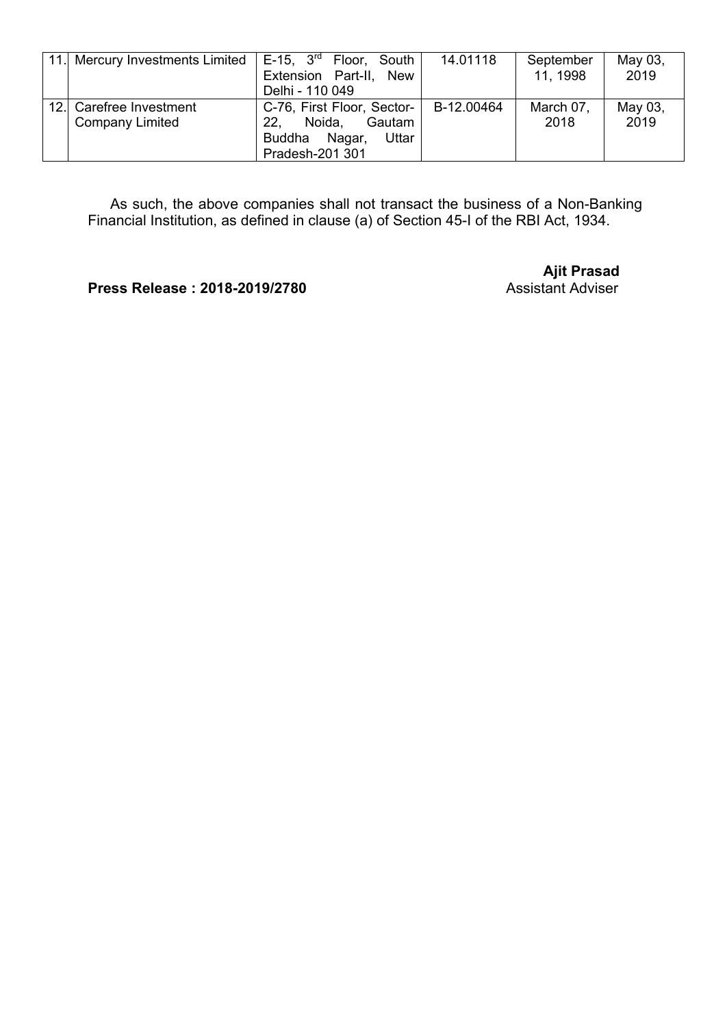| | | | | | |
|---|---|---|---|---|---|
| 11. | Mercury Investments Limited | E-15, 3rd Floor, South Extension Part-II, New Delhi - 110 049 | 14.01118 | September 11, 1998 | May 03, 2019 |
| 12. | Carefree Investment Company Limited | C-76, First Floor, Sector-22, Noida, Gautam Buddha Nagar, Uttar Pradesh-201 301 | B-12.00464 | March 07, 2018 | May 03, 2019 |

As such, the above companies shall not transact the business of a Non-Banking Financial Institution, as defined in clause (a) of Section 45-I of the RBI Act, 1934.

**Ajit Prasad**
Assistant Adviser

**Press Release : 2018-2019/2780**